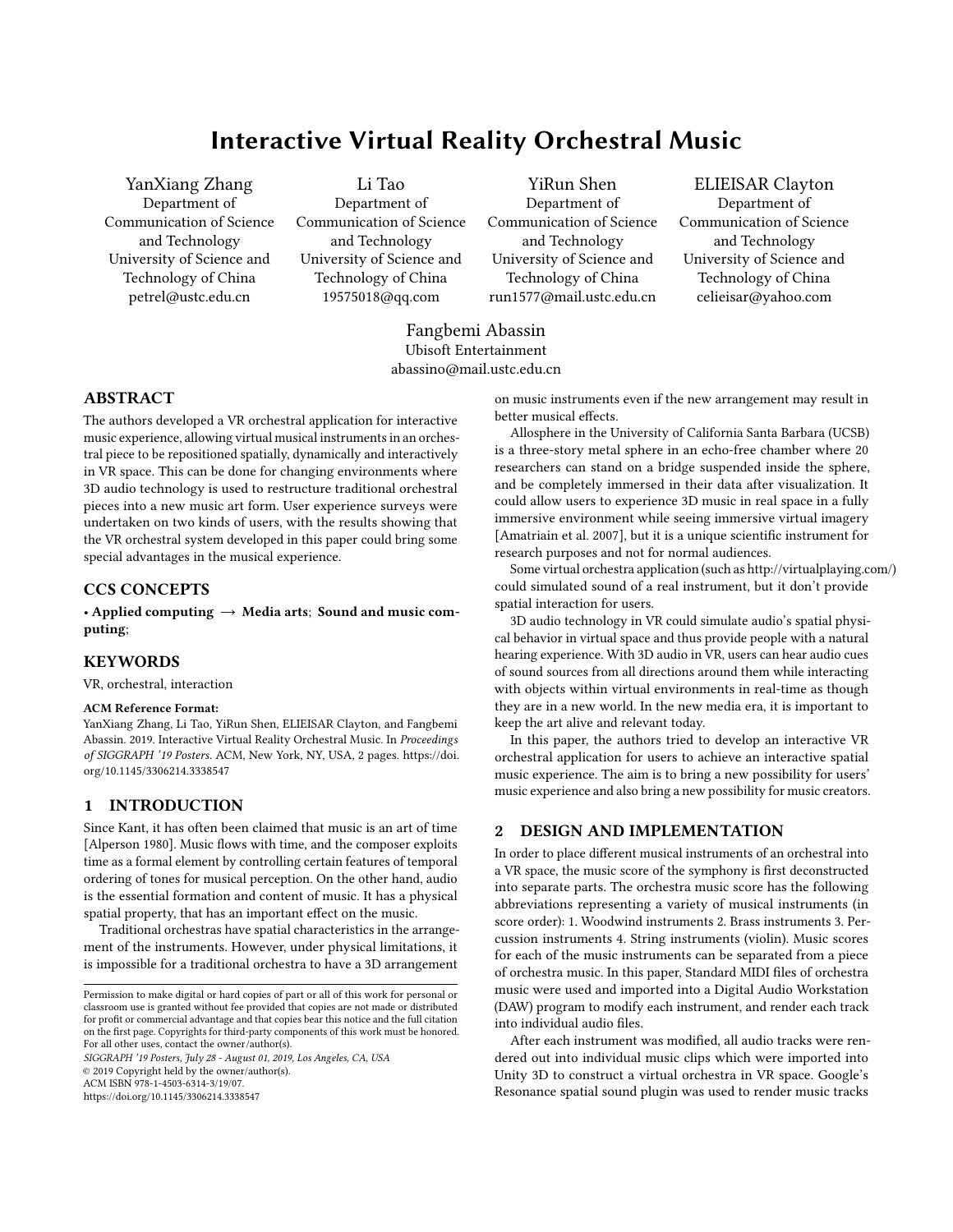# Interactive Virtual Reality Orchestral Music

YanXiang Zhang
Department of Communication of Science and Technology
University of Science and Technology of China
petrel@ustc.edu.cn

Li Tao
Department of Communication of Science and Technology
University of Science and Technology of China
19575018@qq.com

YiRun Shen
Department of Communication of Science and Technology
University of Science and Technology of China
run1577@mail.ustc.edu.cn

ELIEISAR Clayton
Department of Communication of Science and Technology
University of Science and Technology of China
celieisar@yahoo.com

Fangbemi Abassin
Ubisoft Entertainment
abassino@mail.ustc.edu.cn

## ABSTRACT

The authors developed a VR orchestral application for interactive music experience, allowing virtual musical instruments in an orchestral piece to be repositioned spatially, dynamically and interactively in VR space. This can be done for changing environments where 3D audio technology is used to restructure traditional orchestral pieces into a new music art form. User experience surveys were undertaken on two kinds of users, with the results showing that the VR orchestral system developed in this paper could bring some special advantages in the musical experience.

## CCS CONCEPTS

• **Applied computing** → **Media arts**; **Sound and music computing**;

## KEYWORDS

VR, orchestral, interaction

**ACM Reference Format:**
YanXiang Zhang, Li Tao, YiRun Shen, ELIEISAR Clayton, and Fangbemi Abassin. 2019. Interactive Virtual Reality Orchestral Music. In *Proceedings of SIGGRAPH '19 Posters.* ACM, New York, NY, USA, 2 pages. https://doi.org/10.1145/3306214.3338547

## 1 INTRODUCTION

Since Kant, it has often been claimed that music is an art of time [Alperson 1980]. Music flows with time, and the composer exploits time as a formal element by controlling certain features of temporal ordering of tones for musical perception. On the other hand, audio is the essential formation and content of music. It has a physical spatial property, that has an important effect on the music.

Traditional orchestras have spatial characteristics in the arrangement of the instruments. However, under physical limitations, it is impossible for a traditional orchestra to have a 3D arrangement on music instruments even if the new arrangement may result in better musical effects.

Allosphere in the University of California Santa Barbara (UCSB) is a three-story metal sphere in an echo-free chamber where 20 researchers can stand on a bridge suspended inside the sphere, and be completely immersed in their data after visualization. It could allow users to experience 3D music in real space in a fully immersive environment while seeing immersive virtual imagery [Amatriain et al. 2007], but it is a unique scientific instrument for research purposes and not for normal audiences.

Some virtual orchestra application (such as http://virtualplaying.com/) could simulated sound of a real instrument, but it don't provide spatial interaction for users.

3D audio technology in VR could simulate audio's spatial physical behavior in virtual space and thus provide people with a natural hearing experience. With 3D audio in VR, users can hear audio cues of sound sources from all directions around them while interacting with objects within virtual environments in real-time as though they are in a new world. In the new media era, it is important to keep the art alive and relevant today.

In this paper, the authors tried to develop an interactive VR orchestral application for users to achieve an interactive spatial music experience. The aim is to bring a new possibility for users' music experience and also bring a new possibility for music creators.

## 2 DESIGN AND IMPLEMENTATION

In order to place different musical instruments of an orchestral into a VR space, the music score of the symphony is first deconstructed into separate parts. The orchestra music score has the following abbreviations representing a variety of musical instruments (in score order): 1. Woodwind instruments 2. Brass instruments 3. Percussion instruments 4. String instruments (violin). Music scores for each of the music instruments can be separated from a piece of orchestra music. In this paper, Standard MIDI files of orchestra music were used and imported into a Digital Audio Workstation (DAW) program to modify each instrument, and render each track into individual audio files.

After each instrument was modified, all audio tracks were rendered out into individual music clips which were imported into Unity 3D to construct a virtual orchestra in VR space. Google's Resonance spatial sound plugin was used to render music tracks

Permission to make digital or hard copies of part or all of this work for personal or classroom use is granted without fee provided that copies are not made or distributed for profit or commercial advantage and that copies bear this notice and the full citation on the first page. Copyrights for third-party components of this work must be honored. For all other uses, contact the owner/author(s).
*SIGGRAPH '19 Posters, July 28 - August 01, 2019, Los Angeles, CA, USA*
© 2019 Copyright held by the owner/author(s).
ACM ISBN 978-1-4503-6314-3/19/07.
https://doi.org/10.1145/3306214.3338547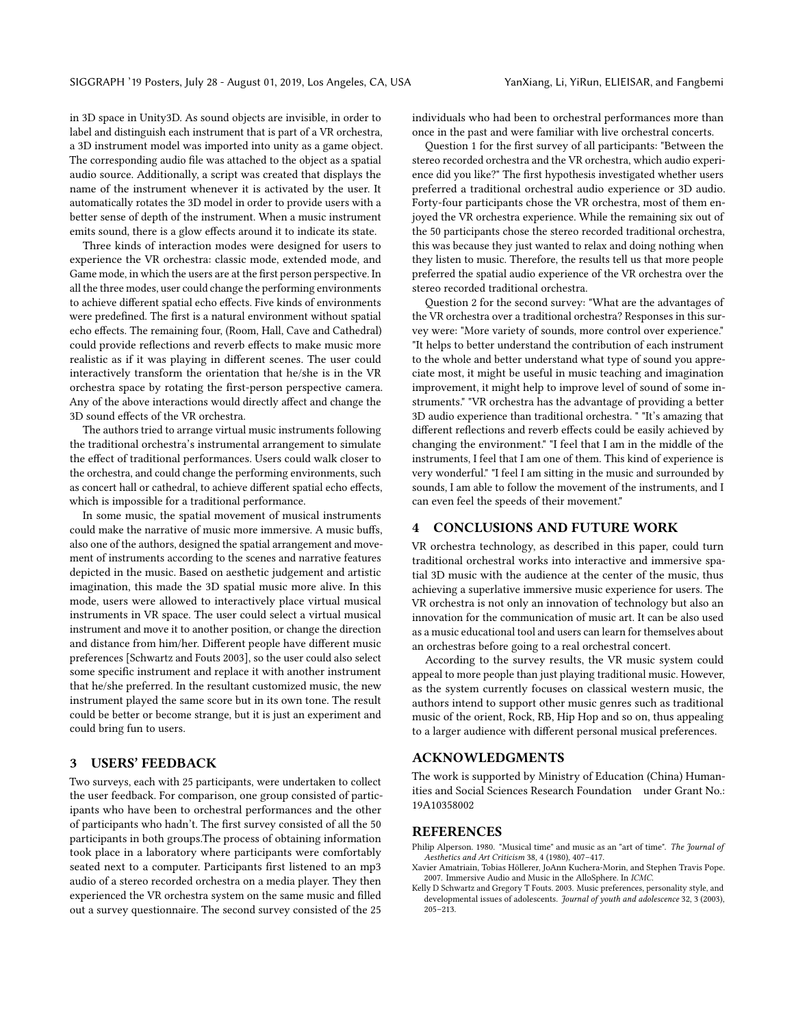in 3D space in Unity3D. As sound objects are invisible, in order to label and distinguish each instrument that is part of a VR orchestra, a 3D instrument model was imported into unity as a game object. The corresponding audio file was attached to the object as a spatial audio source. Additionally, a script was created that displays the name of the instrument whenever it is activated by the user. It automatically rotates the 3D model in order to provide users with a better sense of depth of the instrument. When a music instrument emits sound, there is a glow effects around it to indicate its state.

Three kinds of interaction modes were designed for users to experience the VR orchestra: classic mode, extended mode, and Game mode, in which the users are at the first person perspective. In all the three modes, user could change the performing environments to achieve different spatial echo effects. Five kinds of environments were predefined. The first is a natural environment without spatial echo effects. The remaining four, (Room, Hall, Cave and Cathedral) could provide reflections and reverb effects to make music more realistic as if it was playing in different scenes. The user could interactively transform the orientation that he/she is in the VR orchestra space by rotating the first-person perspective camera. Any of the above interactions would directly affect and change the 3D sound effects of the VR orchestra.

The authors tried to arrange virtual music instruments following the traditional orchestra's instrumental arrangement to simulate the effect of traditional performances. Users could walk closer to the orchestra, and could change the performing environments, such as concert hall or cathedral, to achieve different spatial echo effects, which is impossible for a traditional performance.

In some music, the spatial movement of musical instruments could make the narrative of music more immersive. A music buffs, also one of the authors, designed the spatial arrangement and movement of instruments according to the scenes and narrative features depicted in the music. Based on aesthetic judgement and artistic imagination, this made the 3D spatial music more alive. In this mode, users were allowed to interactively place virtual musical instruments in VR space. The user could select a virtual musical instrument and move it to another position, or change the direction and distance from him/her. Different people have different music preferences [Schwartz and Fouts 2003], so the user could also select some specific instrument and replace it with another instrument that he/she preferred. In the resultant customized music, the new instrument played the same score but in its own tone. The result could be better or become strange, but it is just an experiment and could bring fun to users.

## 3 USERS' FEEDBACK

Two surveys, each with 25 participants, were undertaken to collect the user feedback. For comparison, one group consisted of participants who have been to orchestral performances and the other of participants who hadn't. The first survey consisted of all the 50 participants in both groups.The process of obtaining information took place in a laboratory where participants were comfortably seated next to a computer. Participants first listened to an mp3 audio of a stereo recorded orchestra on a media player. They then experienced the VR orchestra system on the same music and filled out a survey questionnaire. The second survey consisted of the 25 individuals who had been to orchestral performances more than once in the past and were familiar with live orchestral concerts.

Question 1 for the first survey of all participants: "Between the stereo recorded orchestra and the VR orchestra, which audio experience did you like?" The first hypothesis investigated whether users preferred a traditional orchestral audio experience or 3D audio. Forty-four participants chose the VR orchestra, most of them enjoyed the VR orchestra experience. While the remaining six out of the 50 participants chose the stereo recorded traditional orchestra, this was because they just wanted to relax and doing nothing when they listen to music. Therefore, the results tell us that more people preferred the spatial audio experience of the VR orchestra over the stereo recorded traditional orchestra.

Question 2 for the second survey: "What are the advantages of the VR orchestra over a traditional orchestra? Responses in this survey were: "More variety of sounds, more control over experience." "It helps to better understand the contribution of each instrument to the whole and better understand what type of sound you appreciate most, it might be useful in music teaching and imagination improvement, it might help to improve level of sound of some instruments." "VR orchestra has the advantage of providing a better 3D audio experience than traditional orchestra. " "It's amazing that different reflections and reverb effects could be easily achieved by changing the environment." "I feel that I am in the middle of the instruments, I feel that I am one of them. This kind of experience is very wonderful." "I feel I am sitting in the music and surrounded by sounds, I am able to follow the movement of the instruments, and I can even feel the speeds of their movement."

## 4 CONCLUSIONS AND FUTURE WORK

VR orchestra technology, as described in this paper, could turn traditional orchestral works into interactive and immersive spatial 3D music with the audience at the center of the music, thus achieving a superlative immersive music experience for users. The VR orchestra is not only an innovation of technology but also an innovation for the communication of music art. It can be also used as a music educational tool and users can learn for themselves about an orchestras before going to a real orchestral concert.

According to the survey results, the VR music system could appeal to more people than just playing traditional music. However, as the system currently focuses on classical western music, the authors intend to support other music genres such as traditional music of the orient, Rock, RB, Hip Hop and so on, thus appealing to a larger audience with different personal musical preferences.

## ACKNOWLEDGMENTS

The work is supported by Ministry of Education (China) Humanities and Social Sciences Research Foundation under Grant No.: 19A10358002

## REFERENCES

Philip Alperson. 1980. "Musical time" and music as an "art of time". *The Journal of Aesthetics and Art Criticism* 38, 4 (1980), 407–417.

Xavier Amatriain, Tobias Höllerer, JoAnn Kuchera-Morin, and Stephen Travis Pope. 2007. Immersive Audio and Music in the AlloSphere. In *ICMC*.

Kelly D Schwartz and Gregory T Fouts. 2003. Music preferences, personality style, and developmental issues of adolescents. *Journal of youth and adolescence* 32, 3 (2003), 205–213.